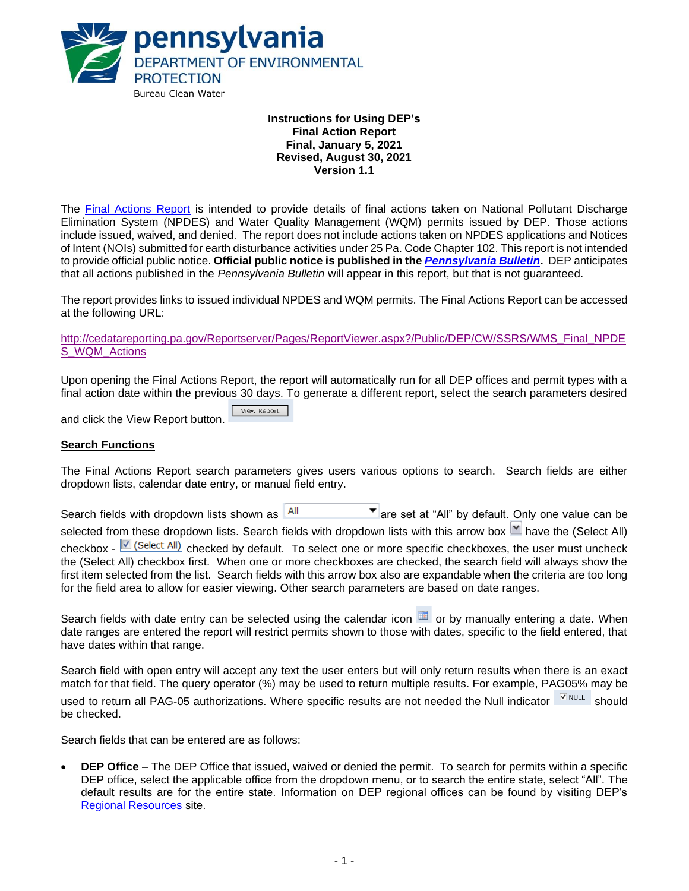pennsylvania
DEPARTMENT OF ENVIRONMENTAL PROTECTION
Bureau Clean Water

**Instructions for Using DEP's**
**Final Action Report**
**Final, January 5, 2021**
**Revised, August 30, 2021**
**Version 1.1**

The Final Actions Report is intended to provide details of final actions taken on National Pollutant Discharge Elimination System (NPDES) and Water Quality Management (WQM) permits issued by DEP. Those actions include issued, waived, and denied. The report does not include actions taken on NPDES applications and Notices of Intent (NOIs) submitted for earth disturbance activities under 25 Pa. Code Chapter 102. This report is not intended to provide official public notice. **Official public notice is published in the *Pennsylvania Bulletin*.** DEP anticipates that all actions published in the *Pennsylvania Bulletin* will appear in this report, but that is not guaranteed.

The report provides links to issued individual NPDES and WQM permits. The Final Actions Report can be accessed at the following URL:

http://cedatareporting.pa.gov/Reportserver/Pages/ReportViewer.aspx?/Public/DEP/CW/SSRS/WMS_Final_NPDES_WQM_Actions

Upon opening the Final Actions Report, the report will automatically run for all DEP offices and permit types with a final action date within the previous 30 days. To generate a different report, select the search parameters desired and click the View Report button. [View Report]

## Search Functions

The Final Actions Report search parameters gives users various options to search. Search fields are either dropdown lists, calendar date entry, or manual field entry.

Search fields with dropdown lists shown as [All ▾] are set at "All" by default. Only one value can be selected from these dropdown lists. Search fields with dropdown lists with this arrow box [▾] have the (Select All) checkbox - [☑ (Select All)] checked by default. To select one or more specific checkboxes, the user must uncheck the (Select All) checkbox first. When one or more checkboxes are checked, the search field will always show the first item selected from the list. Search fields with this arrow box also are expandable when the criteria are too long for the field area to allow for easier viewing. Other search parameters are based on date ranges.

Search fields with date entry can be selected using the calendar icon or by manually entering a date. When date ranges are entered the report will restrict permits shown to those with dates, specific to the field entered, that have dates within that range.

Search field with open entry will accept any text the user enters but will only return results when there is an exact match for that field. The query operator (%) may be used to return multiple results. For example, PAG05% may be used to return all PAG-05 authorizations. Where specific results are not needed the Null indicator [☑ NULL] should be checked.

Search fields that can be entered are as follows:

- **DEP Office** – The DEP Office that issued, waived or denied the permit. To search for permits within a specific DEP office, select the applicable office from the dropdown menu, or to search the entire state, select "All". The default results are for the entire state. Information on DEP regional offices can be found by visiting DEP's Regional Resources site.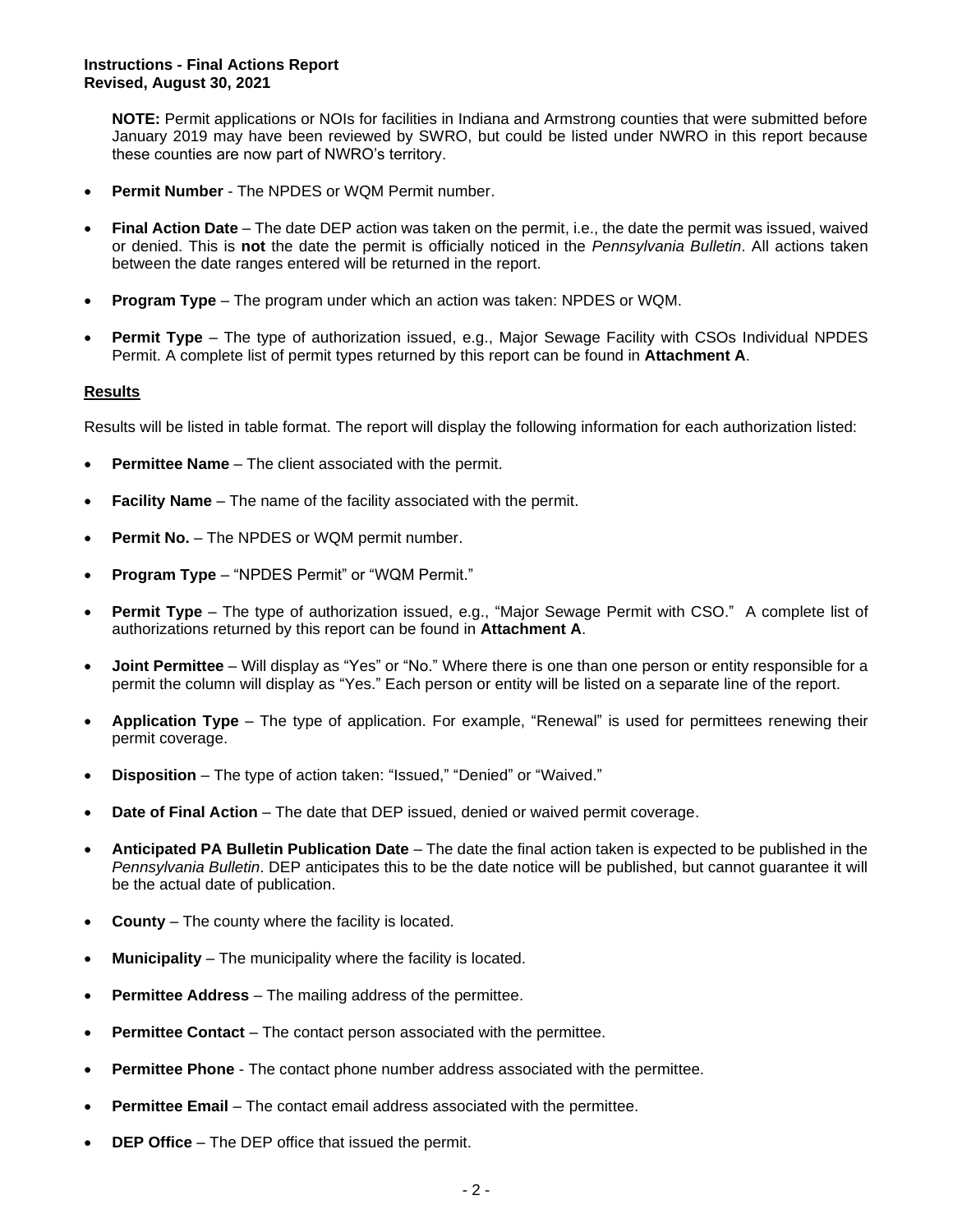**NOTE:** Permit applications or NOIs for facilities in Indiana and Armstrong counties that were submitted before January 2019 may have been reviewed by SWRO, but could be listed under NWRO in this report because these counties are now part of NWRO's territory.

- **Permit Number** - The NPDES or WQM Permit number.
- **Final Action Date** – The date DEP action was taken on the permit, i.e., the date the permit was issued, waived or denied. This is **not** the date the permit is officially noticed in the *Pennsylvania Bulletin*. All actions taken between the date ranges entered will be returned in the report.
- **Program Type** – The program under which an action was taken: NPDES or WQM.
- **Permit Type** – The type of authorization issued, e.g., Major Sewage Facility with CSOs Individual NPDES Permit. A complete list of permit types returned by this report can be found in **Attachment A**.

## Results

Results will be listed in table format. The report will display the following information for each authorization listed:

- **Permittee Name** – The client associated with the permit.
- **Facility Name** – The name of the facility associated with the permit.
- **Permit No.** – The NPDES or WQM permit number.
- **Program Type** – "NPDES Permit" or "WQM Permit."
- **Permit Type** – The type of authorization issued, e.g., "Major Sewage Permit with CSO." A complete list of authorizations returned by this report can be found in **Attachment A**.
- **Joint Permittee** – Will display as "Yes" or "No." Where there is one than one person or entity responsible for a permit the column will display as "Yes." Each person or entity will be listed on a separate line of the report.
- **Application Type** – The type of application. For example, "Renewal" is used for permittees renewing their permit coverage.
- **Disposition** – The type of action taken: "Issued," "Denied" or "Waived."
- **Date of Final Action** – The date that DEP issued, denied or waived permit coverage.
- **Anticipated PA Bulletin Publication Date** – The date the final action taken is expected to be published in the *Pennsylvania Bulletin*. DEP anticipates this to be the date notice will be published, but cannot guarantee it will be the actual date of publication.
- **County** – The county where the facility is located.
- **Municipality** – The municipality where the facility is located.
- **Permittee Address** – The mailing address of the permittee.
- **Permittee Contact** – The contact person associated with the permittee.
- **Permittee Phone** - The contact phone number address associated with the permittee.
- **Permittee Email** – The contact email address associated with the permittee.
- **DEP Office** – The DEP office that issued the permit.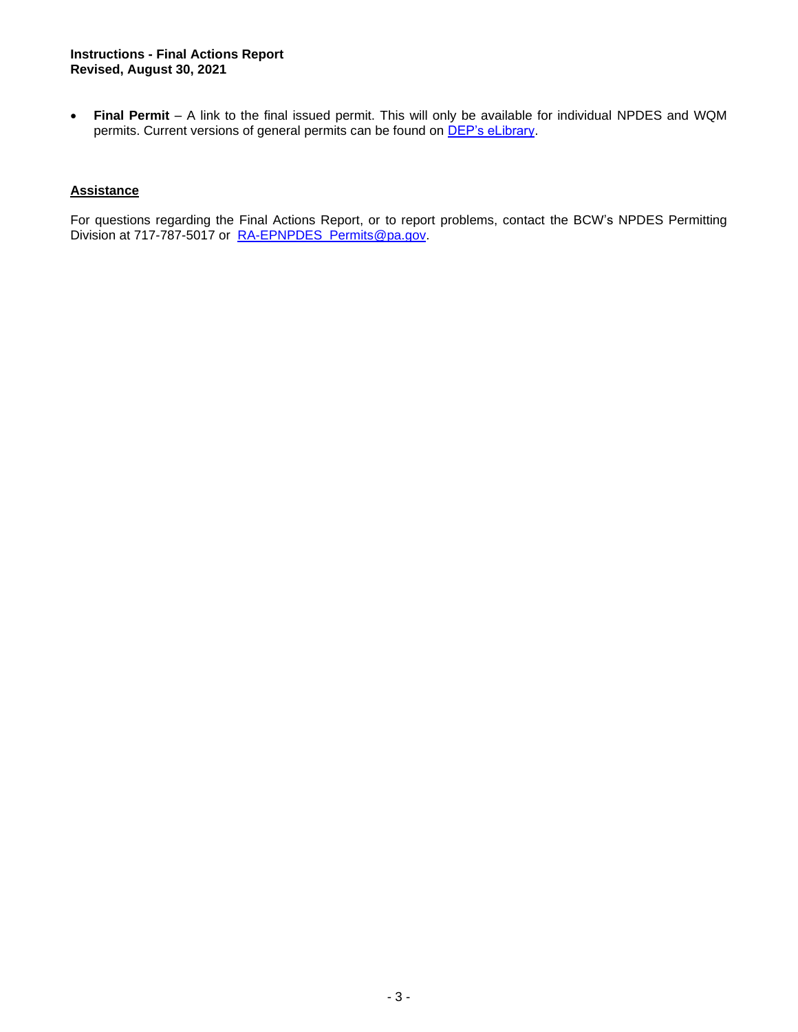- **Final Permit** – A link to the final issued permit. This will only be available for individual NPDES and WQM permits. Current versions of general permits can be found on DEP's eLibrary.

## Assistance

For questions regarding the Final Actions Report, or to report problems, contact the BCW's NPDES Permitting Division at 717-787-5017 or RA-EPNPDES_Permits@pa.gov.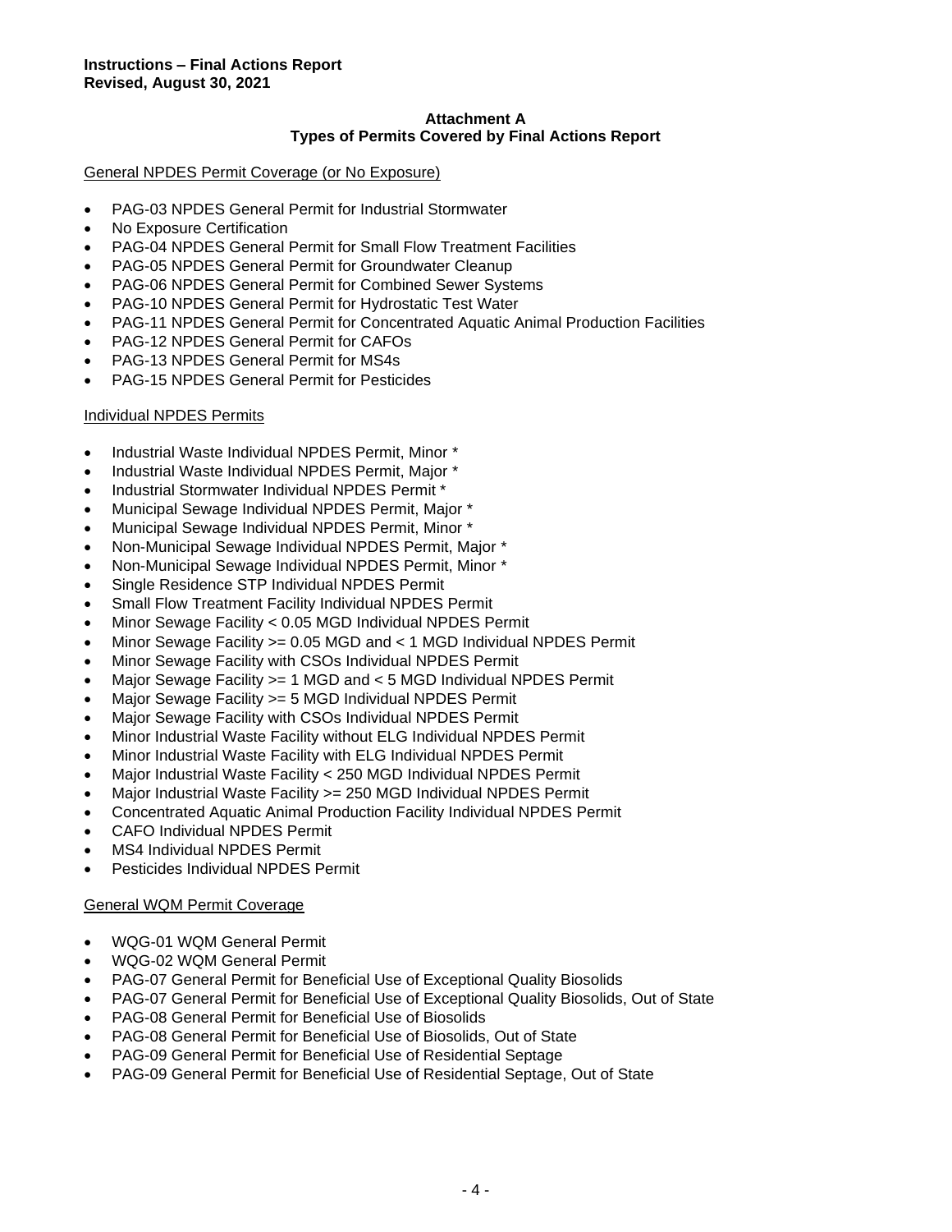**Attachment A**
**Types of Permits Covered by Final Actions Report**

General NPDES Permit Coverage (or No Exposure)

- PAG-03 NPDES General Permit for Industrial Stormwater
- No Exposure Certification
- PAG-04 NPDES General Permit for Small Flow Treatment Facilities
- PAG-05 NPDES General Permit for Groundwater Cleanup
- PAG-06 NPDES General Permit for Combined Sewer Systems
- PAG-10 NPDES General Permit for Hydrostatic Test Water
- PAG-11 NPDES General Permit for Concentrated Aquatic Animal Production Facilities
- PAG-12 NPDES General Permit for CAFOs
- PAG-13 NPDES General Permit for MS4s
- PAG-15 NPDES General Permit for Pesticides

Individual NPDES Permits

- Industrial Waste Individual NPDES Permit, Minor *
- Industrial Waste Individual NPDES Permit, Major *
- Industrial Stormwater Individual NPDES Permit *
- Municipal Sewage Individual NPDES Permit, Major *
- Municipal Sewage Individual NPDES Permit, Minor *
- Non-Municipal Sewage Individual NPDES Permit, Major *
- Non-Municipal Sewage Individual NPDES Permit, Minor *
- Single Residence STP Individual NPDES Permit
- Small Flow Treatment Facility Individual NPDES Permit
- Minor Sewage Facility < 0.05 MGD Individual NPDES Permit
- Minor Sewage Facility >= 0.05 MGD and < 1 MGD Individual NPDES Permit
- Minor Sewage Facility with CSOs Individual NPDES Permit
- Major Sewage Facility >= 1 MGD and < 5 MGD Individual NPDES Permit
- Major Sewage Facility >= 5 MGD Individual NPDES Permit
- Major Sewage Facility with CSOs Individual NPDES Permit
- Minor Industrial Waste Facility without ELG Individual NPDES Permit
- Minor Industrial Waste Facility with ELG Individual NPDES Permit
- Major Industrial Waste Facility < 250 MGD Individual NPDES Permit
- Major Industrial Waste Facility >= 250 MGD Individual NPDES Permit
- Concentrated Aquatic Animal Production Facility Individual NPDES Permit
- CAFO Individual NPDES Permit
- MS4 Individual NPDES Permit
- Pesticides Individual NPDES Permit

General WQM Permit Coverage

- WQG-01 WQM General Permit
- WQG-02 WQM General Permit
- PAG-07 General Permit for Beneficial Use of Exceptional Quality Biosolids
- PAG-07 General Permit for Beneficial Use of Exceptional Quality Biosolids, Out of State
- PAG-08 General Permit for Beneficial Use of Biosolids
- PAG-08 General Permit for Beneficial Use of Biosolids, Out of State
- PAG-09 General Permit for Beneficial Use of Residential Septage
- PAG-09 General Permit for Beneficial Use of Residential Septage, Out of State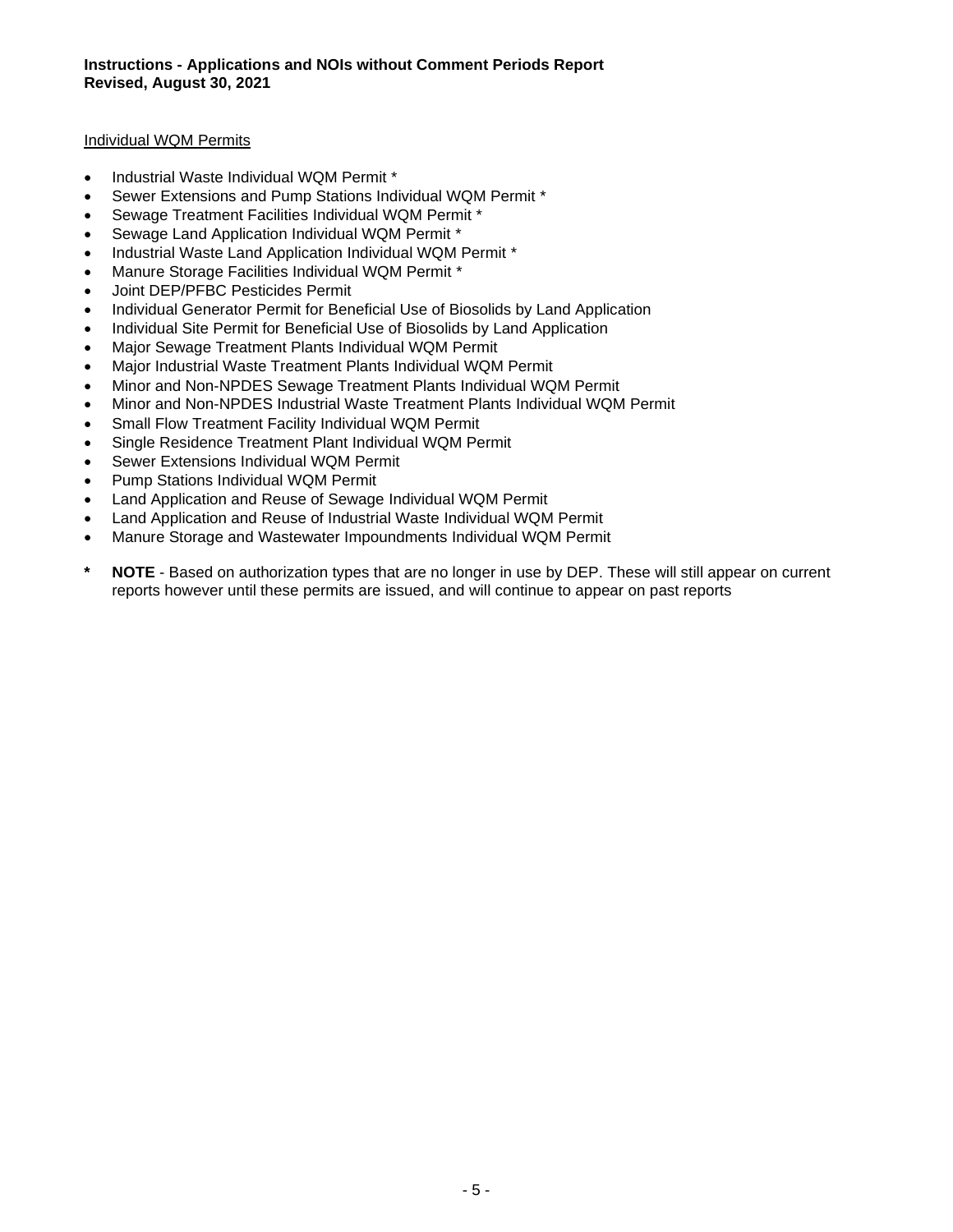Individual WQM Permits

- Industrial Waste Individual WQM Permit *
- Sewer Extensions and Pump Stations Individual WQM Permit *
- Sewage Treatment Facilities Individual WQM Permit *
- Sewage Land Application Individual WQM Permit *
- Industrial Waste Land Application Individual WQM Permit *
- Manure Storage Facilities Individual WQM Permit *
- Joint DEP/PFBC Pesticides Permit
- Individual Generator Permit for Beneficial Use of Biosolids by Land Application
- Individual Site Permit for Beneficial Use of Biosolids by Land Application
- Major Sewage Treatment Plants Individual WQM Permit
- Major Industrial Waste Treatment Plants Individual WQM Permit
- Minor and Non-NPDES Sewage Treatment Plants Individual WQM Permit
- Minor and Non-NPDES Industrial Waste Treatment Plants Individual WQM Permit
- Small Flow Treatment Facility Individual WQM Permit
- Single Residence Treatment Plant Individual WQM Permit
- Sewer Extensions Individual WQM Permit
- Pump Stations Individual WQM Permit
- Land Application and Reuse of Sewage Individual WQM Permit
- Land Application and Reuse of Industrial Waste Individual WQM Permit
- Manure Storage and Wastewater Impoundments Individual WQM Permit

**\*** **NOTE** - Based on authorization types that are no longer in use by DEP. These will still appear on current reports however until these permits are issued, and will continue to appear on past reports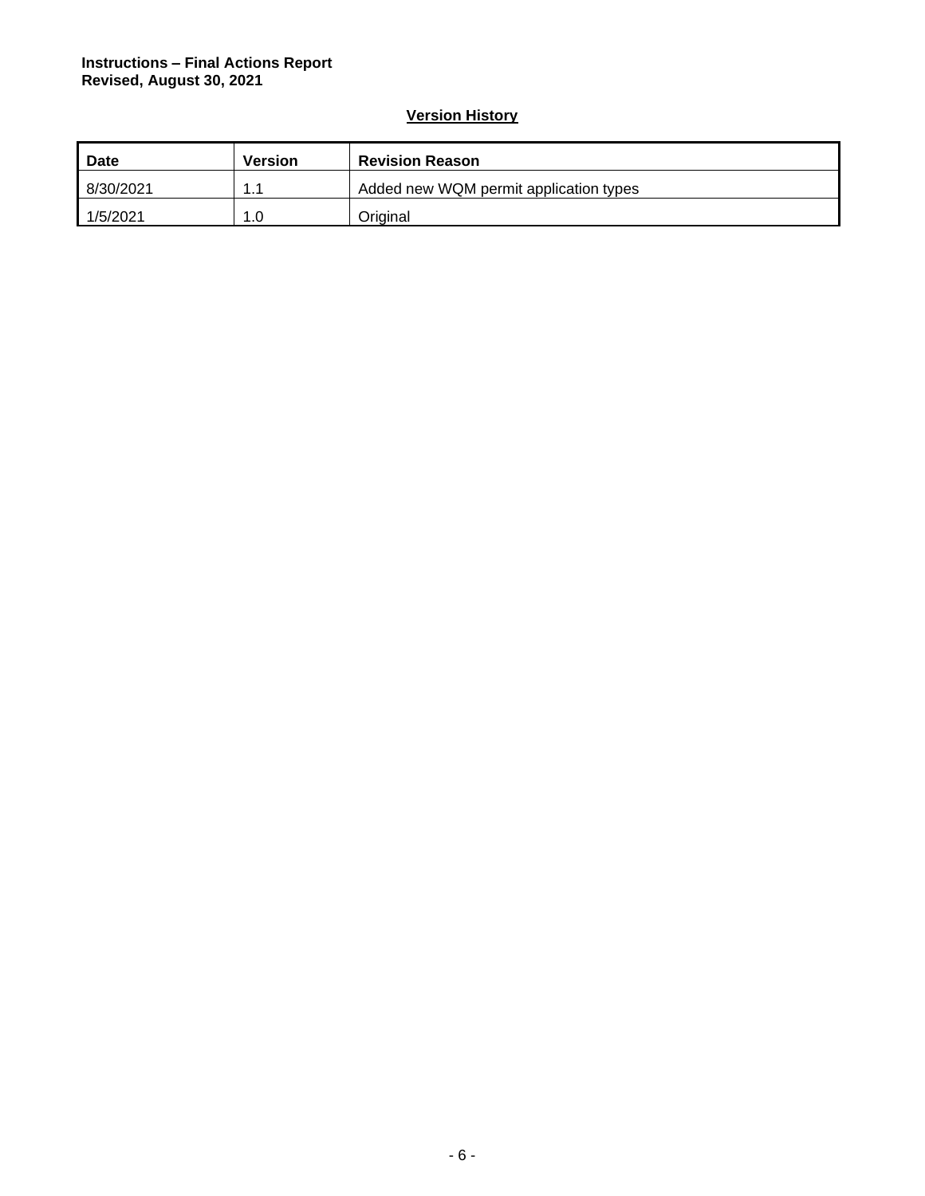## Version History

| Date | Version | Revision Reason |
|---|---|---|
| 8/30/2021 | 1.1 | Added new WQM permit application types |
| 1/5/2021 | 1.0 | Original |